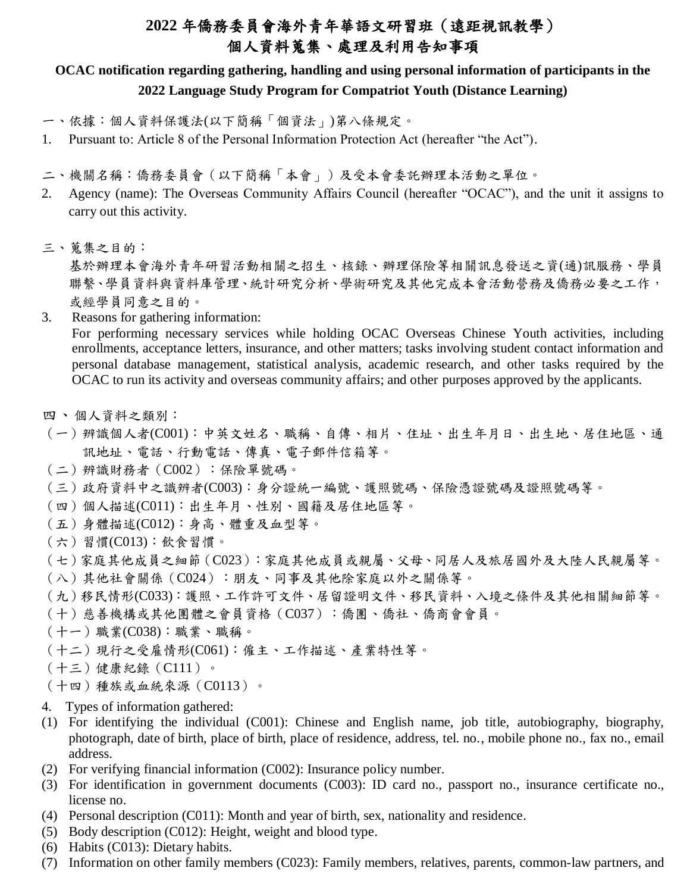# 2022 年僑務委員會海外青年華語文研習班（遠距視訊教學）個人資料蒐集、處理及利用告知事項

**OCAC notification regarding gathering, handling and using personal information of participants in the 2022 Language Study Program for Compatriot Youth (Distance Learning)**

一、依據：個人資料保護法(以下簡稱「個資法」)第八條規定。

1. Pursuant to: Article 8 of the Personal Information Protection Act (hereafter "the Act").

二、機關名稱：僑務委員會（以下簡稱「本會」）及受本會委託辦理本活動之單位。

2. Agency (name): The Overseas Community Affairs Council (hereafter "OCAC"), and the unit it assigns to carry out this activity.

三、蒐集之目的：

基於辦理本會海外青年研習活動相關之招生、核錄、辦理保險等相關訊息發送之資(通)訊服務、學員聯繫、學員資料與資料庫管理、統計研究分析、學術研究及其他完成本會活動營務及僑務必要之工作，或經學員同意之目的。

3. Reasons for gathering information:

For performing necessary services while holding OCAC Overseas Chinese Youth activities, including enrollments, acceptance letters, insurance, and other matters; tasks involving student contact information and personal database management, statistical analysis, academic research, and other tasks required by the OCAC to run its activity and overseas community affairs; and other purposes approved by the applicants.

四、個人資料之類別：

（一）辨識個人者(C001)：中英文姓名、職稱、自傳、相片、住址、出生年月日、出生地、居住地區、通訊地址、電話、行動電話、傳真、電子郵件信箱等。

（二）辨識財務者（C002）：保險單號碼。

（三）政府資料中之識辨者(C003)：身分證統一編號、護照號碼、保險憑證號碼及證照號碼等。

（四）個人描述(C011)：出生年月、性別、國籍及居住地區等。

（五）身體描述(C012)：身高、體重及血型等。

（六）習慣(C013)：飲食習慣。

（七）家庭其他成員之細節（C023）：家庭其他成員或親屬、父母、同居人及旅居國外及大陸人民親屬等。

（八）其他社會關係（C024）：朋友、同事及其他除家庭以外之關係等。

（九）移民情形(C033)：護照、工作許可文件、居留證明文件、移民資料、入境之條件及其他相關細節等。

（十）慈善機構或其他團體之會員資格（C037）：僑團、僑社、僑商會會員。

（十一）職業(C038)：職業、職稱。

（十二）現行之受雇情形(C061)：僱主、工作描述、產業特性等。

（十三）健康紀錄（C111）。

（十四）種族或血統來源（C0113）。

4. Types of information gathered:

(1) For identifying the individual (C001): Chinese and English name, job title, autobiography, biography, photograph, date of birth, place of birth, place of residence, address, tel. no., mobile phone no., fax no., email address.

(2) For verifying financial information (C002): Insurance policy number.

(3) For identification in government documents (C003): ID card no., passport no., insurance certificate no., license no.

(4) Personal description (C011): Month and year of birth, sex, nationality and residence.

(5) Body description (C012): Height, weight and blood type.

(6) Habits (C013): Dietary habits.

(7) Information on other family members (C023): Family members, relatives, parents, common-law partners, and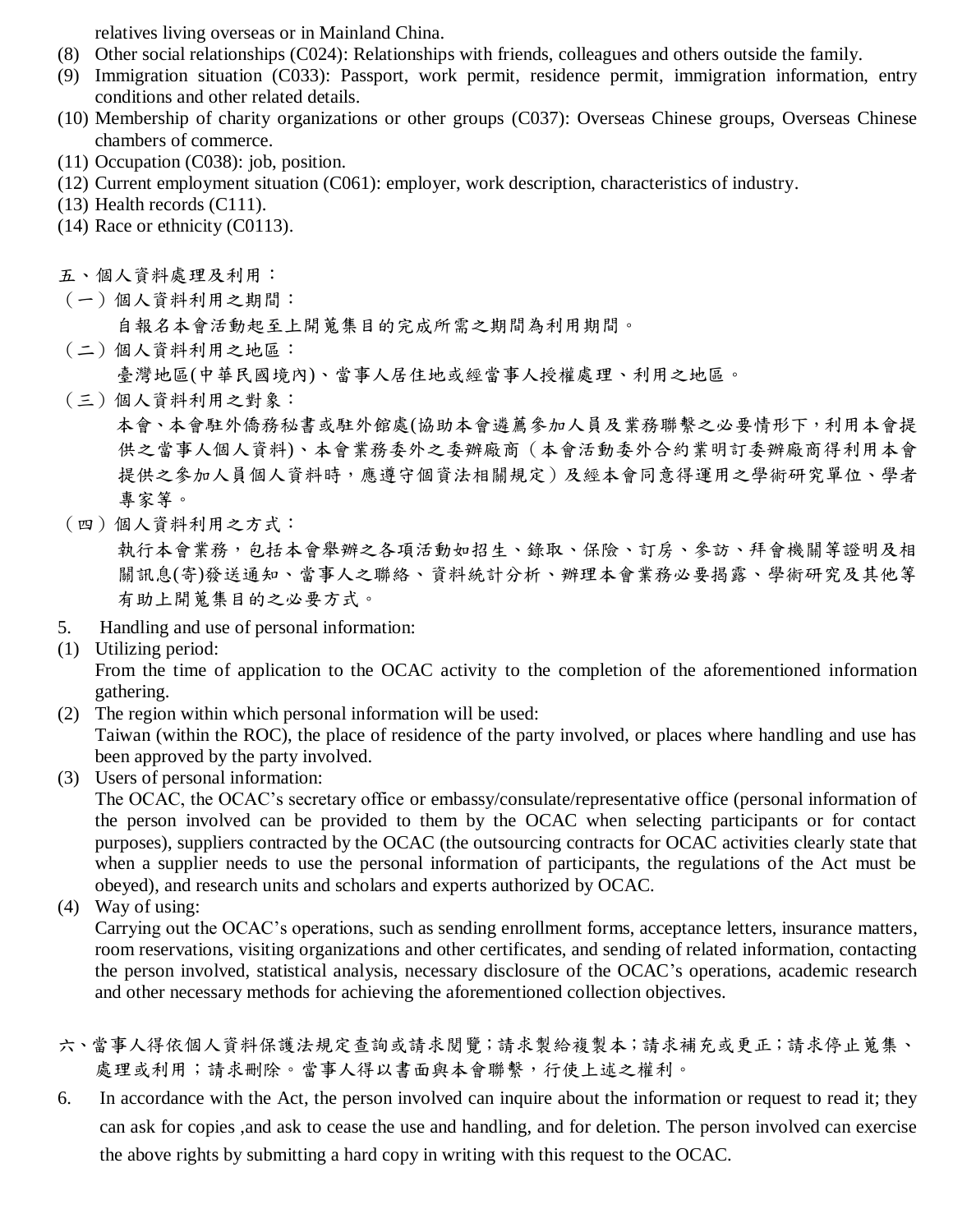relatives living overseas or in Mainland China.

(8) Other social relationships (C024): Relationships with friends, colleagues and others outside the family.

(9) Immigration situation (C033): Passport, work permit, residence permit, immigration information, entry conditions and other related details.

(10) Membership of charity organizations or other groups (C037): Overseas Chinese groups, Overseas Chinese chambers of commerce.

(11) Occupation (C038): job, position.

(12) Current employment situation (C061): employer, work description, characteristics of industry.

(13) Health records (C111).

(14) Race or ethnicity (C0113).

五、個人資料處理及利用：

（一）個人資料利用之期間：

自報名本會活動起至上開蒐集目的完成所需之期間為利用期間。

（二）個人資料利用之地區：

臺灣地區(中華民國境內)、當事人居住地或經當事人授權處理、利用之地區。

（三）個人資料利用之對象：

本會、本會駐外僑務秘書或駐外館處(協助本會遴薦參加人員及業務聯繫之必要情形下，利用本會提供之當事人個人資料)、本會業務委外之委辦廠商（本會活動委外合約業明訂委辦廠商得利用本會提供之參加人員個人資料時，應遵守個資法相關規定）及經本會同意得運用之學術研究單位、學者專家等。

（四）個人資料利用之方式：

執行本會業務，包括本會舉辦之各項活動如招生、錄取、保險、訂房、參訪、拜會機關等證明及相關訊息(寄)發送通知、當事人之聯絡、資料統計分析、辦理本會業務必要揭露、學術研究及其他等有助上開蒐集目的之必要方式。

5. Handling and use of personal information:

(1) Utilizing period:
From the time of application to the OCAC activity to the completion of the aforementioned information gathering.

(2) The region within which personal information will be used:
Taiwan (within the ROC), the place of residence of the party involved, or places where handling and use has been approved by the party involved.

(3) Users of personal information:
The OCAC, the OCAC's secretary office or embassy/consulate/representative office (personal information of the person involved can be provided to them by the OCAC when selecting participants or for contact purposes), suppliers contracted by the OCAC (the outsourcing contracts for OCAC activities clearly state that when a supplier needs to use the personal information of participants, the regulations of the Act must be obeyed), and research units and scholars and experts authorized by OCAC.

(4) Way of using:
Carrying out the OCAC's operations, such as sending enrollment forms, acceptance letters, insurance matters, room reservations, visiting organizations and other certificates, and sending of related information, contacting the person involved, statistical analysis, necessary disclosure of the OCAC's operations, academic research and other necessary methods for achieving the aforementioned collection objectives.

六、當事人得依個人資料保護法規定查詢或請求閱覽；請求製給複製本；請求補充或更正；請求停止蒐集、處理或利用；請求刪除。當事人得以書面與本會聯繫，行使上述之權利。

6. In accordance with the Act, the person involved can inquire about the information or request to read it; they can ask for copies ,and ask to cease the use and handling, and for deletion. The person involved can exercise the above rights by submitting a hard copy in writing with this request to the OCAC.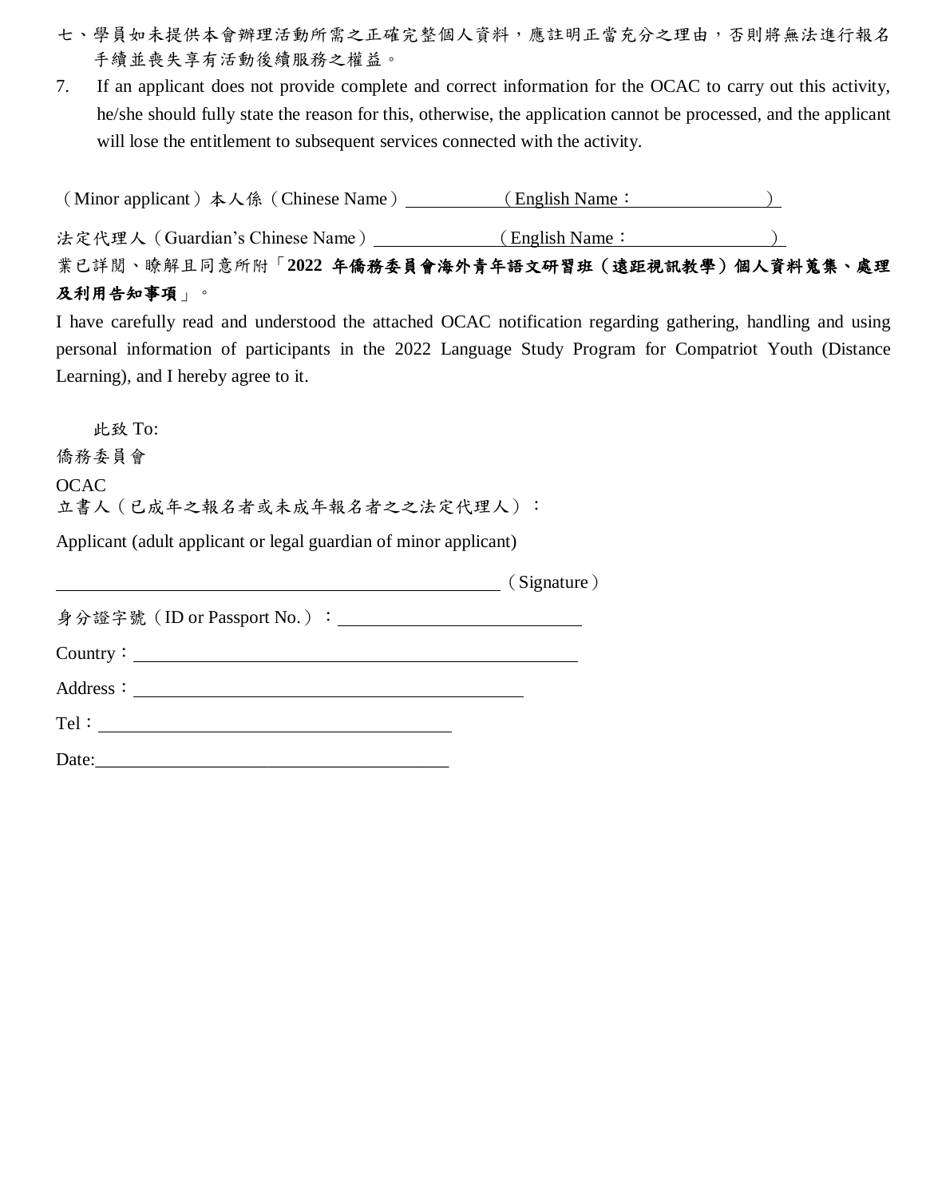七、學員如未提供本會辦理活動所需之正確完整個人資料，應註明正當充分之理由，否則將無法進行報名手續並喪失享有活動後續服務之權益。

7. If an applicant does not provide complete and correct information for the OCAC to carry out this activity, he/she should fully state the reason for this, otherwise, the application cannot be processed, and the applicant will lose the entitlement to subsequent services connected with the activity.

（Minor applicant）本人係（Chinese Name）\_\_\_\_\_\_\_\_\_\_\_\_（English Name：\_\_\_\_\_\_\_\_\_\_\_\_）

法定代理人（Guardian's Chinese Name）\_\_\_\_\_\_\_\_\_\_\_\_（English Name：\_\_\_\_\_\_\_\_\_\_\_\_）

業已詳閱、瞭解且同意所附「**2022 年僑務委員會海外青年語文研習班（遠距視訊教學）個人資料蒐集、處理及利用告知事項**」。

I have carefully read and understood the attached OCAC notification regarding gathering, handling and using personal information of participants in the 2022 Language Study Program for Compatriot Youth (Distance Learning), and I hereby agree to it.

此致 To:

僑務委員會

OCAC

立書人（已成年之報名者或未成年報名者之之法定代理人）：

Applicant (adult applicant or legal guardian of minor applicant)

\_\_\_\_\_\_\_\_\_\_\_\_\_\_\_\_\_\_\_\_\_\_\_\_\_\_\_\_\_\_\_\_（Signature）

身分證字號（ID or Passport No.）：\_\_\_\_\_\_\_\_\_\_\_\_\_\_\_\_\_\_\_\_

Country：\_\_\_\_\_\_\_\_\_\_\_\_\_\_\_\_\_\_\_\_\_\_\_\_\_\_\_\_\_\_\_\_

Address：\_\_\_\_\_\_\_\_\_\_\_\_\_\_\_\_\_\_\_\_\_\_\_\_\_\_\_\_\_\_

Tel：\_\_\_\_\_\_\_\_\_\_\_\_\_\_\_\_\_\_\_\_\_\_\_\_\_\_\_\_

Date:\_\_\_\_\_\_\_\_\_\_\_\_\_\_\_\_\_\_\_\_\_\_\_\_\_\_\_\_